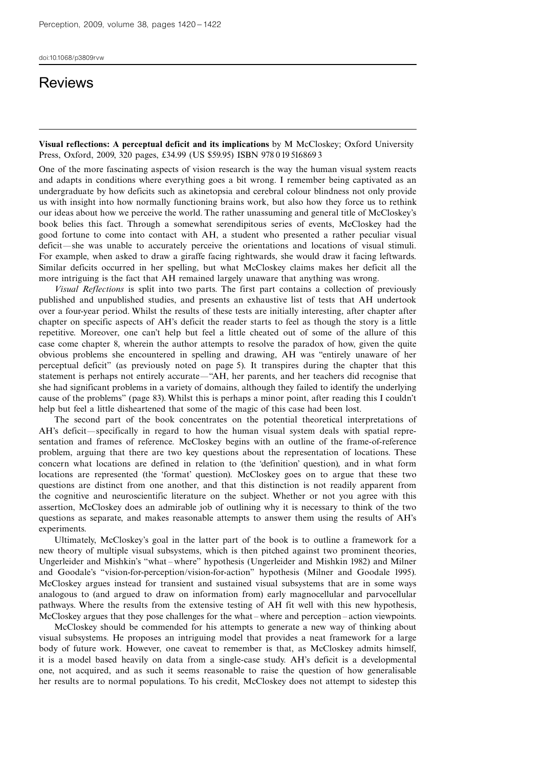doi:10.1068/p3809rvw

# Reviews

**Visual reflections: A perceptual deficit and its implications** by M McCloskey; Oxford University Press, Oxford, 2009, 320 pages, £34.99 (US $59.95) ISBN 978 0 19 516869 3

One of the more fascinating aspects of vision research is the way the human visual system reacts and adapts in conditions where everything goes a bit wrong. I remember being captivated as an undergraduate by how deficits such as akinetopsia and cerebral colour blindness not only provide us with insight into how normally functioning brains work, but also how they force us to rethink our ideas about how we perceive the world. The rather unassuming and general title of McCloskey's book belies this fact. Through a somewhat serendipitous series of events, McCloskey had the good fortune to come into contact with AH, a student who presented a rather peculiar visual deficit—she was unable to accurately perceive the orientations and locations of visual stimuli. For example, when asked to draw a giraffe facing rightwards, she would draw it facing leftwards. Similar deficits occurred in her spelling, but what McCloskey claims makes her deficit all the more intriguing is the fact that AH remained largely unaware that anything was wrong.

*Visual Reflections* is split into two parts. The first part contains a collection of previously published and unpublished studies, and presents an exhaustive list of tests that AH undertook over a four-year period. Whilst the results of these tests are initially interesting, after chapter after chapter on specific aspects of AH's deficit the reader starts to feel as though the story is a little repetitive. Moreover, one can't help but feel a little cheated out of some of the allure of this case come chapter 8, wherein the author attempts to resolve the paradox of how, given the quite obvious problems she encountered in spelling and drawing, AH was "entirely unaware of her perceptual deficit" (as previously noted on page 5). It transpires during the chapter that this statement is perhaps not entirely accurate—"AH, her parents, and her teachers did recognise that she had significant problems in a variety of domains, although they failed to identify the underlying cause of the problems" (page 83). Whilst this is perhaps a minor point, after reading this I couldn't help but feel a little disheartened that some of the magic of this case had been lost.

The second part of the book concentrates on the potential theoretical interpretations of AH's deficit—specifically in regard to how the human visual system deals with spatial representation and frames of reference. McCloskey begins with an outline of the frame-of-reference problem, arguing that there are two key questions about the representation of locations. These concern what locations are defined in relation to (the 'definition' question), and in what form locations are represented (the 'format' question). McCloskey goes on to argue that these two questions are distinct from one another, and that this distinction is not readily apparent from the cognitive and neuroscientific literature on the subject. Whether or not you agree with this assertion, McCloskey does an admirable job of outlining why it is necessary to think of the two questions as separate, and makes reasonable attempts to answer them using the results of AH's experiments.

Ultimately, McCloskey's goal in the latter part of the book is to outline a framework for a new theory of multiple visual subsystems, which is then pitched against two prominent theories, Ungerleider and Mishkin's "what – where" hypothesis (Ungerleider and Mishkin 1982) and Milner and Goodale's "vision-for-perception/vision-for-action" hypothesis (Milner and Goodale 1995). McCloskey argues instead for transient and sustained visual subsystems that are in some ways analogous to (and argued to draw on information from) early magnocellular and parvocellular pathways. Where the results from the extensive testing of AH fit well with this new hypothesis, McCloskey argues that they pose challenges for the what – where and perception – action viewpoints.

McCloskey should be commended for his attempts to generate a new way of thinking about visual subsystems. He proposes an intriguing model that provides a neat framework for a large body of future work. However, one caveat to remember is that, as McCloskey admits himself, it is a model based heavily on data from a single-case study. AH's deficit is a developmental one, not acquired, and as such it seems reasonable to raise the question of how generalisable her results are to normal populations. To his credit, McCloskey does not attempt to sidestep this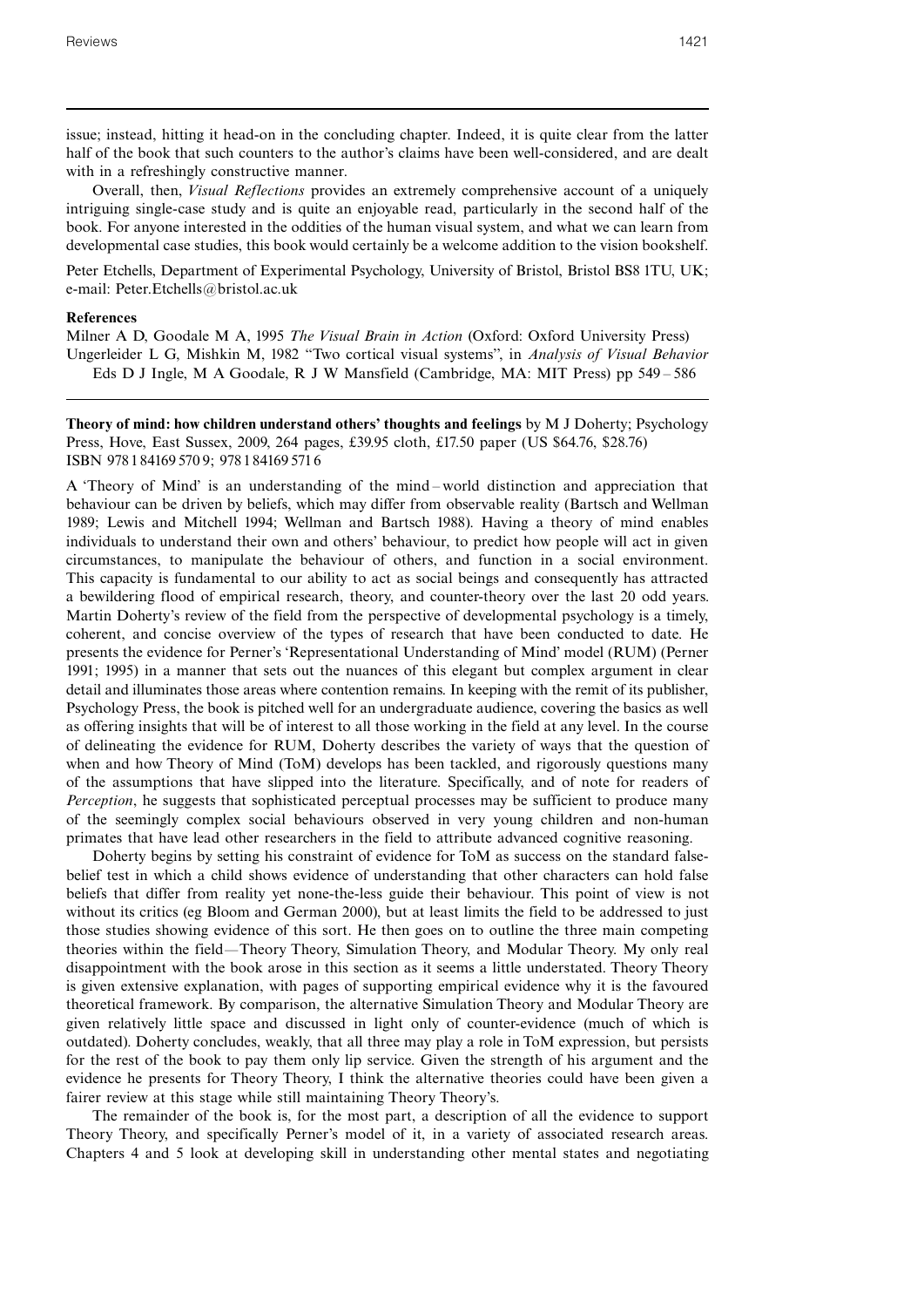issue; instead, hitting it head-on in the concluding chapter. Indeed, it is quite clear from the latter half of the book that such counters to the author's claims have been well-considered, and are dealt with in a refreshingly constructive manner.

Overall, then, *Visual Reflections* provides an extremely comprehensive account of a uniquely intriguing single-case study and is quite an enjoyable read, particularly in the second half of the book. For anyone interested in the oddities of the human visual system, and what we can learn from developmental case studies, this book would certainly be a welcome addition to the vision bookshelf.

Peter Etchells, Department of Experimental Psychology, University of Bristol, Bristol BS8 1TU, UK; e-mail: Peter.Etchells@bristol.ac.uk

**References**

Milner A D, Goodale M A, 1995 *The Visual Brain in Action* (Oxford: Oxford University Press)

Ungerleider L G, Mishkin M, 1982 "Two cortical visual systems", in *Analysis of Visual Behavior* Eds D J Ingle, M A Goodale, R J W Mansfield (Cambridge, MA: MIT Press) pp 549 – 586

---

**Theory of mind: how children understand others' thoughts and feelings** by M J Doherty; Psychology Press, Hove, East Sussex, 2009, 264 pages, £39.95 cloth, £17.50 paper (US $64.76, $28.76) ISBN 978 1 84169 570 9; 978 1 84169 571 6

A 'Theory of Mind' is an understanding of the mind – world distinction and appreciation that behaviour can be driven by beliefs, which may differ from observable reality (Bartsch and Wellman 1989; Lewis and Mitchell 1994; Wellman and Bartsch 1988). Having a theory of mind enables individuals to understand their own and others' behaviour, to predict how people will act in given circumstances, to manipulate the behaviour of others, and function in a social environment. This capacity is fundamental to our ability to act as social beings and consequently has attracted a bewildering flood of empirical research, theory, and counter-theory over the last 20 odd years. Martin Doherty's review of the field from the perspective of developmental psychology is a timely, coherent, and concise overview of the types of research that have been conducted to date. He presents the evidence for Perner's 'Representational Understanding of Mind' model (RUM) (Perner 1991; 1995) in a manner that sets out the nuances of this elegant but complex argument in clear detail and illuminates those areas where contention remains. In keeping with the remit of its publisher, Psychology Press, the book is pitched well for an undergraduate audience, covering the basics as well as offering insights that will be of interest to all those working in the field at any level. In the course of delineating the evidence for RUM, Doherty describes the variety of ways that the question of when and how Theory of Mind (ToM) develops has been tackled, and rigorously questions many of the assumptions that have slipped into the literature. Specifically, and of note for readers of *Perception*, he suggests that sophisticated perceptual processes may be sufficient to produce many of the seemingly complex social behaviours observed in very young children and non-human primates that have lead other researchers in the field to attribute advanced cognitive reasoning.

Doherty begins by setting his constraint of evidence for ToM as success on the standard false-belief test in which a child shows evidence of understanding that other characters can hold false beliefs that differ from reality yet none-the-less guide their behaviour. This point of view is not without its critics (eg Bloom and German 2000), but at least limits the field to be addressed to just those studies showing evidence of this sort. He then goes on to outline the three main competing theories within the field—Theory Theory, Simulation Theory, and Modular Theory. My only real disappointment with the book arose in this section as it seems a little understated. Theory Theory is given extensive explanation, with pages of supporting empirical evidence why it is the favoured theoretical framework. By comparison, the alternative Simulation Theory and Modular Theory are given relatively little space and discussed in light only of counter-evidence (much of which is outdated). Doherty concludes, weakly, that all three may play a role in ToM expression, but persists for the rest of the book to pay them only lip service. Given the strength of his argument and the evidence he presents for Theory Theory, I think the alternative theories could have been given a fairer review at this stage while still maintaining Theory Theory's.

The remainder of the book is, for the most part, a description of all the evidence to support Theory Theory, and specifically Perner's model of it, in a variety of associated research areas. Chapters 4 and 5 look at developing skill in understanding other mental states and negotiating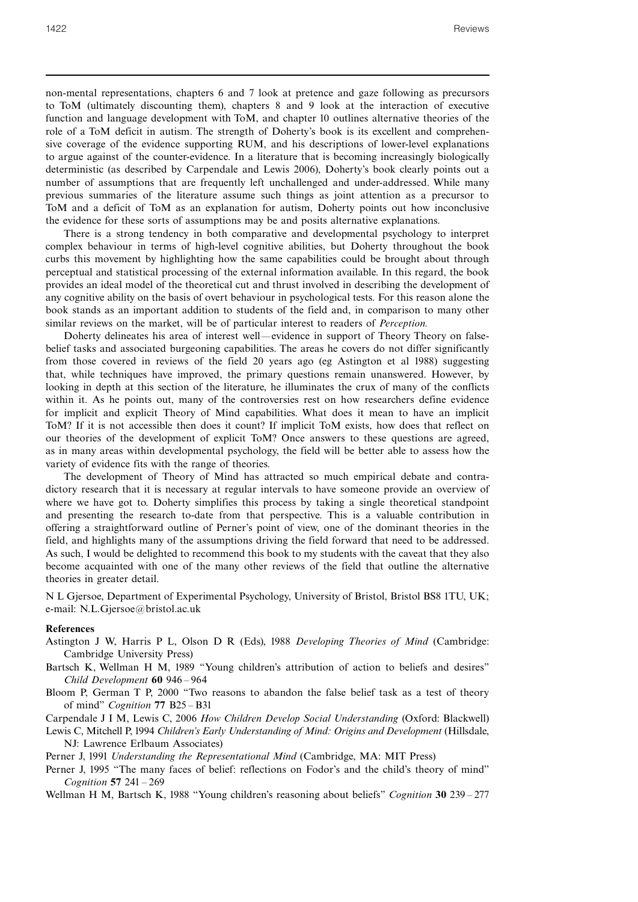non-mental representations, chapters 6 and 7 look at pretence and gaze following as precursors to ToM (ultimately discounting them), chapters 8 and 9 look at the interaction of executive function and language development with ToM, and chapter 10 outlines alternative theories of the role of a ToM deficit in autism. The strength of Doherty's book is its excellent and comprehensive coverage of the evidence supporting RUM, and his descriptions of lower-level explanations to argue against of the counter-evidence. In a literature that is becoming increasingly biologically deterministic (as described by Carpendale and Lewis 2006), Doherty's book clearly points out a number of assumptions that are frequently left unchallenged and under-addressed. While many previous summaries of the literature assume such things as joint attention as a precursor to ToM and a deficit of ToM as an explanation for autism, Doherty points out how inconclusive the evidence for these sorts of assumptions may be and posits alternative explanations.

There is a strong tendency in both comparative and developmental psychology to interpret complex behaviour in terms of high-level cognitive abilities, but Doherty throughout the book curbs this movement by highlighting how the same capabilities could be brought about through perceptual and statistical processing of the external information available. In this regard, the book provides an ideal model of the theoretical cut and thrust involved in describing the development of any cognitive ability on the basis of overt behaviour in psychological tests. For this reason alone the book stands as an important addition to students of the field and, in comparison to many other similar reviews on the market, will be of particular interest to readers of *Perception.*

Doherty delineates his area of interest well—evidence in support of Theory Theory on false-belief tasks and associated burgeoning capabilities. The areas he covers do not differ significantly from those covered in reviews of the field 20 years ago (eg Astington et al 1988) suggesting that, while techniques have improved, the primary questions remain unanswered. However, by looking in depth at this section of the literature, he illuminates the crux of many of the conflicts within it. As he points out, many of the controversies rest on how researchers define evidence for implicit and explicit Theory of Mind capabilities. What does it mean to have an implicit ToM? If it is not accessible then does it count? If implicit ToM exists, how does that reflect on our theories of the development of explicit ToM? Once answers to these questions are agreed, as in many areas within developmental psychology, the field will be better able to assess how the variety of evidence fits with the range of theories.

The development of Theory of Mind has attracted so much empirical debate and contradictory research that it is necessary at regular intervals to have someone provide an overview of where we have got to. Doherty simplifies this process by taking a single theoretical standpoint and presenting the research to-date from that perspective. This is a valuable contribution in offering a straightforward outline of Perner's point of view, one of the dominant theories in the field, and highlights many of the assumptions driving the field forward that need to be addressed. As such, I would be delighted to recommend this book to my students with the caveat that they also become acquainted with one of the many other reviews of the field that outline the alternative theories in greater detail.

N L Gjersoe, Department of Experimental Psychology, University of Bristol, Bristol BS8 1TU, UK; e-mail: N.L.Gjersoe@bristol.ac.uk

**References**

Astington J W, Harris P L, Olson D R (Eds), 1988 *Developing Theories of Mind* (Cambridge: Cambridge University Press)

Bartsch K, Wellman H M, 1989 "Young children's attribution of action to beliefs and desires" *Child Development* **60** 946 – 964

Bloom P, German T P, 2000 "Two reasons to abandon the false belief task as a test of theory of mind" *Cognition* **77** B25 – B31

Carpendale J I M, Lewis C, 2006 *How Children Develop Social Understanding* (Oxford: Blackwell)

Lewis C, Mitchell P, 1994 *Children's Early Understanding of Mind: Origins and Development* (Hillsdale, NJ: Lawrence Erlbaum Associates)

Perner J, 1991 *Understanding the Representational Mind* (Cambridge, MA: MIT Press)

Perner J, 1995 "The many faces of belief: reflections on Fodor's and the child's theory of mind" *Cognition* **57** 241 – 269

Wellman H M, Bartsch K, 1988 "Young children's reasoning about beliefs" *Cognition* **30** 239 – 277